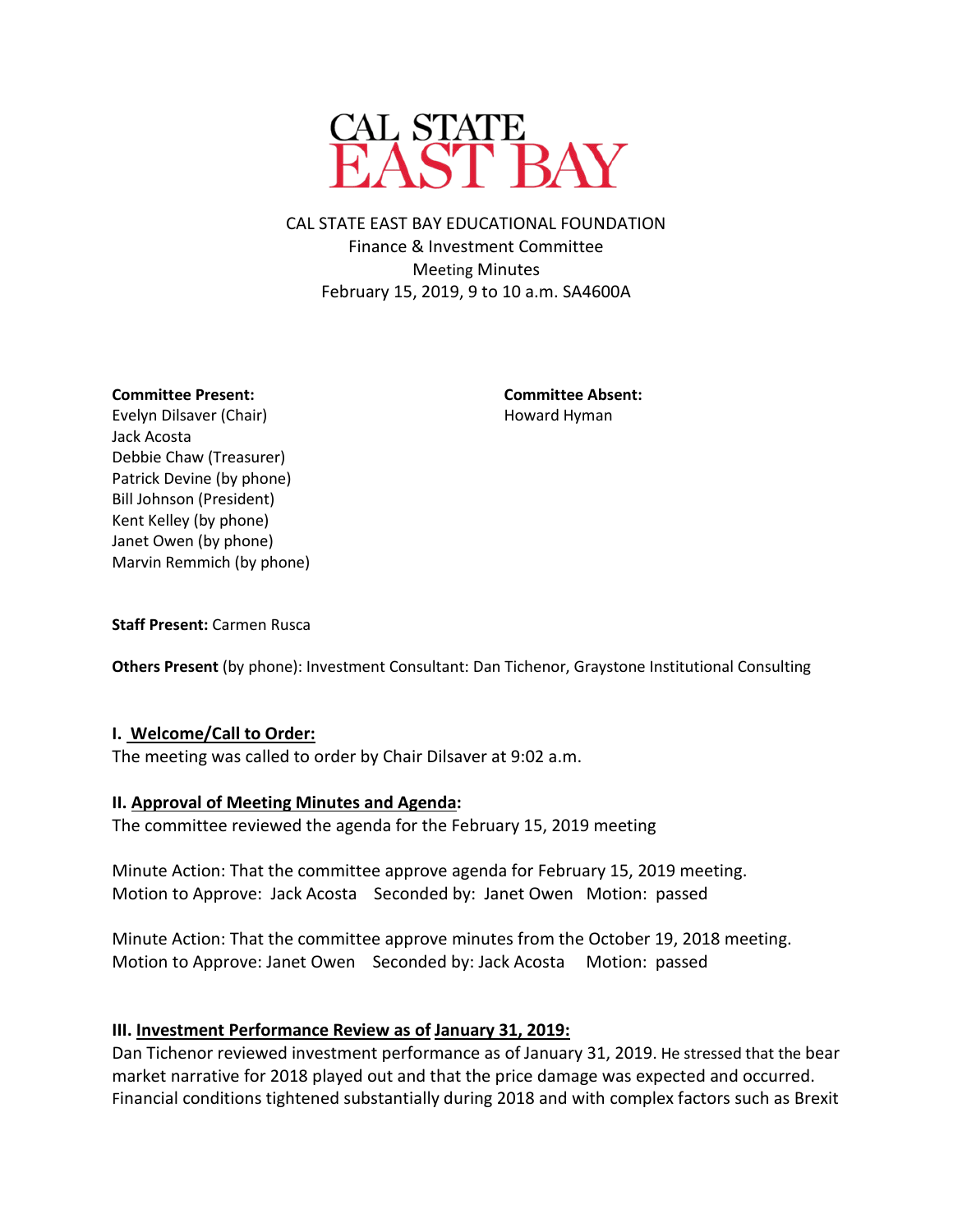# CAL STATE EAST BAY

CAL STATE EAST BAY EDUCATIONAL FOUNDATION
Finance & Investment Committee
Meeting Minutes
February 15, 2019, 9 to 10 a.m. SA4600A

**Committee Present:**
Evelyn Dilsaver (Chair)
Jack Acosta
Debbie Chaw (Treasurer)
Patrick Devine (by phone)
Bill Johnson (President)
Kent Kelley (by phone)
Janet Owen (by phone)
Marvin Remmich (by phone)

**Committee Absent:**
Howard Hyman

**Staff Present:** Carmen Rusca

**Others Present** (by phone): Investment Consultant: Dan Tichenor, Graystone Institutional Consulting

**I. Welcome/Call to Order:**
The meeting was called to order by Chair Dilsaver at 9:02 a.m.

**II. Approval of Meeting Minutes and Agenda:**
The committee reviewed the agenda for the February 15, 2019 meeting

Minute Action: That the committee approve agenda for February 15, 2019 meeting.
Motion to Approve: Jack Acosta Seconded by: Janet Owen Motion: passed

Minute Action: That the committee approve minutes from the October 19, 2018 meeting.
Motion to Approve: Janet Owen Seconded by: Jack Acosta Motion: passed

**III. Investment Performance Review as of January 31, 2019:**
Dan Tichenor reviewed investment performance as of January 31, 2019. He stressed that the bear market narrative for 2018 played out and that the price damage was expected and occurred. Financial conditions tightened substantially during 2018 and with complex factors such as Brexit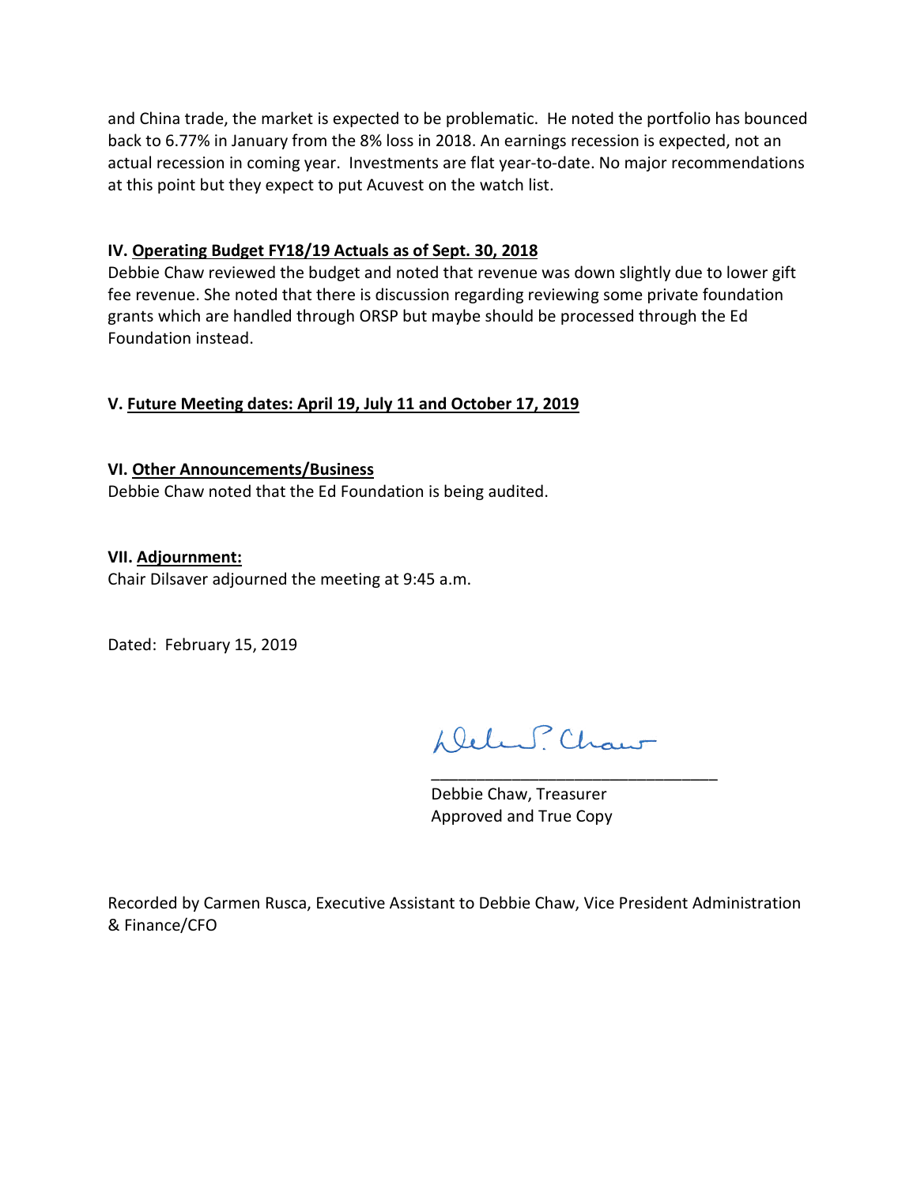and China trade, the market is expected to be problematic. He noted the portfolio has bounced back to 6.77% in January from the 8% loss in 2018. An earnings recession is expected, not an actual recession in coming year. Investments are flat year-to-date. No major recommendations at this point but they expect to put Acuvest on the watch list.

**IV. Operating Budget FY18/19 Actuals as of Sept. 30, 2018**

Debbie Chaw reviewed the budget and noted that revenue was down slightly due to lower gift fee revenue. She noted that there is discussion regarding reviewing some private foundation grants which are handled through ORSP but maybe should be processed through the Ed Foundation instead.

**V. Future Meeting dates: April 19, July 11 and October 17, 2019**

**VI. Other Announcements/Business**

Debbie Chaw noted that the Ed Foundation is being audited.

**VII. Adjournment:**

Chair Dilsaver adjourned the meeting at 9:45 a.m.

Dated: February 15, 2019

Debbie Chaw, Treasurer
Approved and True Copy

Recorded by Carmen Rusca, Executive Assistant to Debbie Chaw, Vice President Administration & Finance/CFO